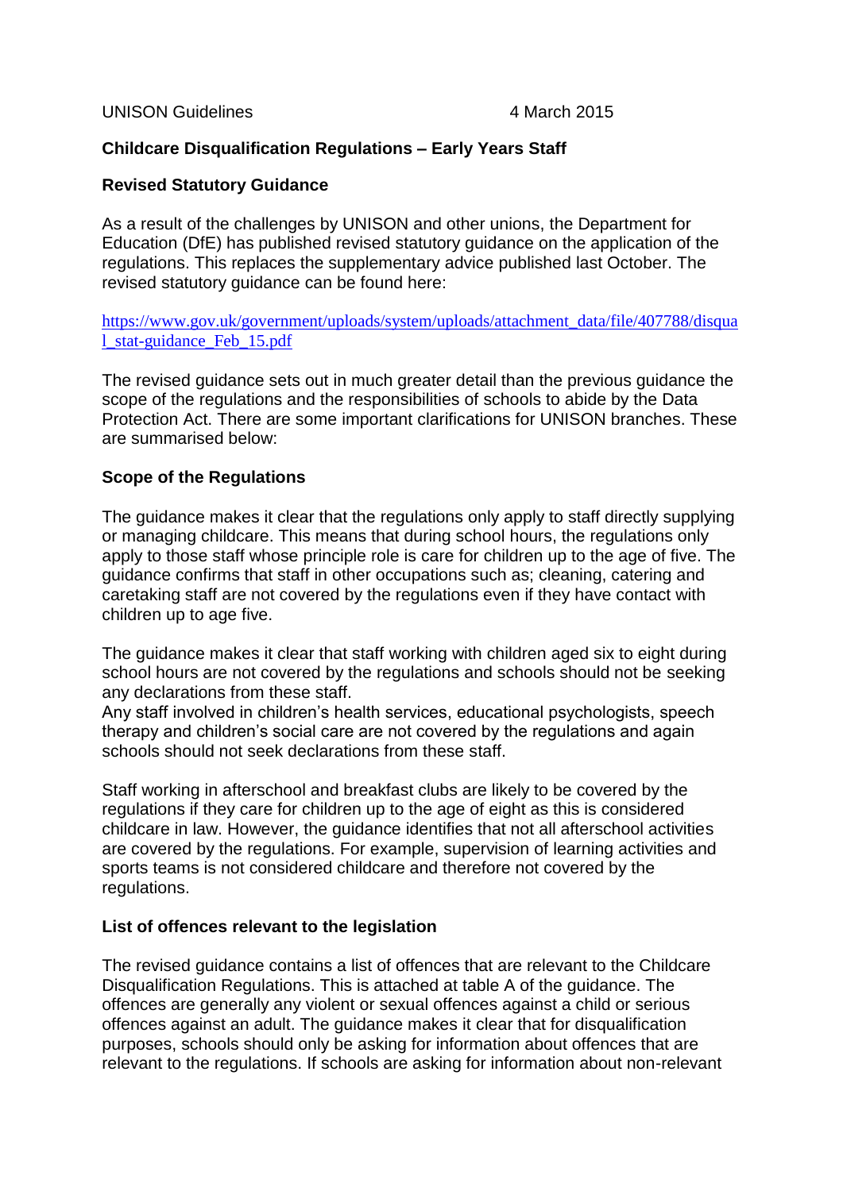UNISON Guidelines 4 March 2015

**Childcare Disqualification Regulations – Early Years Staff**

**Revised Statutory Guidance**

As a result of the challenges by UNISON and other unions, the Department for Education (DfE) has published revised statutory guidance on the application of the regulations. This replaces the supplementary advice published last October. The revised statutory guidance can be found here:

https://www.gov.uk/government/uploads/system/uploads/attachment_data/file/407788/disqual_stat-guidance_Feb_15.pdf

The revised guidance sets out in much greater detail than the previous guidance the scope of the regulations and the responsibilities of schools to abide by the Data Protection Act. There are some important clarifications for UNISON branches. These are summarised below:

**Scope of the Regulations**

The guidance makes it clear that the regulations only apply to staff directly supplying or managing childcare. This means that during school hours, the regulations only apply to those staff whose principle role is care for children up to the age of five. The guidance confirms that staff in other occupations such as; cleaning, catering and caretaking staff are not covered by the regulations even if they have contact with children up to age five.

The guidance makes it clear that staff working with children aged six to eight during school hours are not covered by the regulations and schools should not be seeking any declarations from these staff.
Any staff involved in children's health services, educational psychologists, speech therapy and children's social care are not covered by the regulations and again schools should not seek declarations from these staff.

Staff working in afterschool and breakfast clubs are likely to be covered by the regulations if they care for children up to the age of eight as this is considered childcare in law. However, the guidance identifies that not all afterschool activities are covered by the regulations. For example, supervision of learning activities and sports teams is not considered childcare and therefore not covered by the regulations.

**List of offences relevant to the legislation**

The revised guidance contains a list of offences that are relevant to the Childcare Disqualification Regulations. This is attached at table A of the guidance. The offences are generally any violent or sexual offences against a child or serious offences against an adult. The guidance makes it clear that for disqualification purposes, schools should only be asking for information about offences that are relevant to the regulations. If schools are asking for information about non-relevant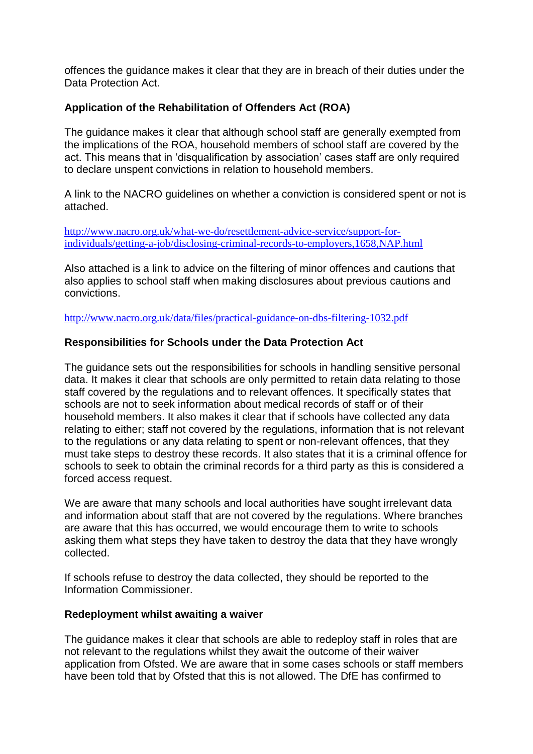offences the guidance makes it clear that they are in breach of their duties under the Data Protection Act.

**Application of the Rehabilitation of Offenders Act (ROA)**

The guidance makes it clear that although school staff are generally exempted from the implications of the ROA, household members of school staff are covered by the act. This means that in 'disqualification by association' cases staff are only required to declare unspent convictions in relation to household members.

A link to the NACRO guidelines on whether a conviction is considered spent or not is attached.

[http://www.nacro.org.uk/what-we-do/resettlement-advice-service/support-for-individuals/getting-a-job/disclosing-criminal-records-to-employers,1658,NAP.html](http://www.nacro.org.uk/what-we-do/resettlement-advice-service/support-for-individuals/getting-a-job/disclosing-criminal-records-to-employers,1658,NAP.html)

Also attached is a link to advice on the filtering of minor offences and cautions that also applies to school staff when making disclosures about previous cautions and convictions.

[http://www.nacro.org.uk/data/files/practical-guidance-on-dbs-filtering-1032.pdf](http://www.nacro.org.uk/data/files/practical-guidance-on-dbs-filtering-1032.pdf)

**Responsibilities for Schools under the Data Protection Act**

The guidance sets out the responsibilities for schools in handling sensitive personal data. It makes it clear that schools are only permitted to retain data relating to those staff covered by the regulations and to relevant offences. It specifically states that schools are not to seek information about medical records of staff or of their household members. It also makes it clear that if schools have collected any data relating to either; staff not covered by the regulations, information that is not relevant to the regulations or any data relating to spent or non-relevant offences, that they must take steps to destroy these records. It also states that it is a criminal offence for schools to seek to obtain the criminal records for a third party as this is considered a forced access request.

We are aware that many schools and local authorities have sought irrelevant data and information about staff that are not covered by the regulations. Where branches are aware that this has occurred, we would encourage them to write to schools asking them what steps they have taken to destroy the data that they have wrongly collected.

If schools refuse to destroy the data collected, they should be reported to the Information Commissioner.

**Redeployment whilst awaiting a waiver**

The guidance makes it clear that schools are able to redeploy staff in roles that are not relevant to the regulations whilst they await the outcome of their waiver application from Ofsted. We are aware that in some cases schools or staff members have been told that by Ofsted that this is not allowed. The DfE has confirmed to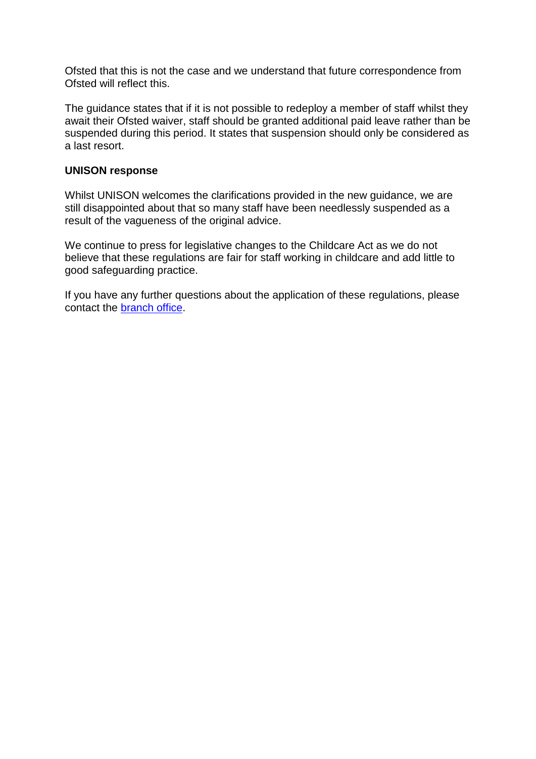Ofsted that this is not the case and we understand that future correspondence from Ofsted will reflect this.

The guidance states that if it is not possible to redeploy a member of staff whilst they await their Ofsted waiver, staff should be granted additional paid leave rather than be suspended during this period. It states that suspension should only be considered as a last resort.

**UNISON response**

Whilst UNISON welcomes the clarifications provided in the new guidance, we are still disappointed about that so many staff have been needlessly suspended as a result of the vagueness of the original advice.

We continue to press for legislative changes to the Childcare Act as we do not believe that these regulations are fair for staff working in childcare and add little to good safeguarding practice.

If you have any further questions about the application of these regulations, please contact the branch office.